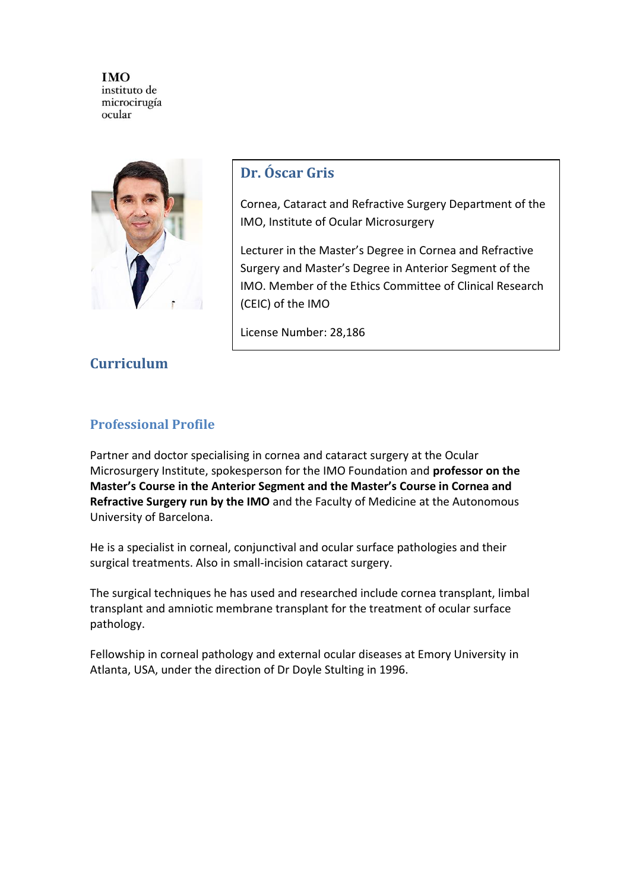IMO
instituto de
microcirugía
ocular

## Dr. Óscar Gris

Cornea, Cataract and Refractive Surgery Department of the IMO, Institute of Ocular Microsurgery

Lecturer in the Master's Degree in Cornea and Refractive Surgery and Master's Degree in Anterior Segment of the IMO. Member of the Ethics Committee of Clinical Research (CEIC) of the IMO

License Number: 28,186

# Curriculum

## Professional Profile

Partner and doctor specialising in cornea and cataract surgery at the Ocular Microsurgery Institute, spokesperson for the IMO Foundation and **professor on the Master's Course in the Anterior Segment and the Master's Course in Cornea and Refractive Surgery run by the IMO** and the Faculty of Medicine at the Autonomous University of Barcelona.

He is a specialist in corneal, conjunctival and ocular surface pathologies and their surgical treatments. Also in small-incision cataract surgery.

The surgical techniques he has used and researched include cornea transplant, limbal transplant and amniotic membrane transplant for the treatment of ocular surface pathology.

Fellowship in corneal pathology and external ocular diseases at Emory University in Atlanta, USA, under the direction of Dr Doyle Stulting in 1996.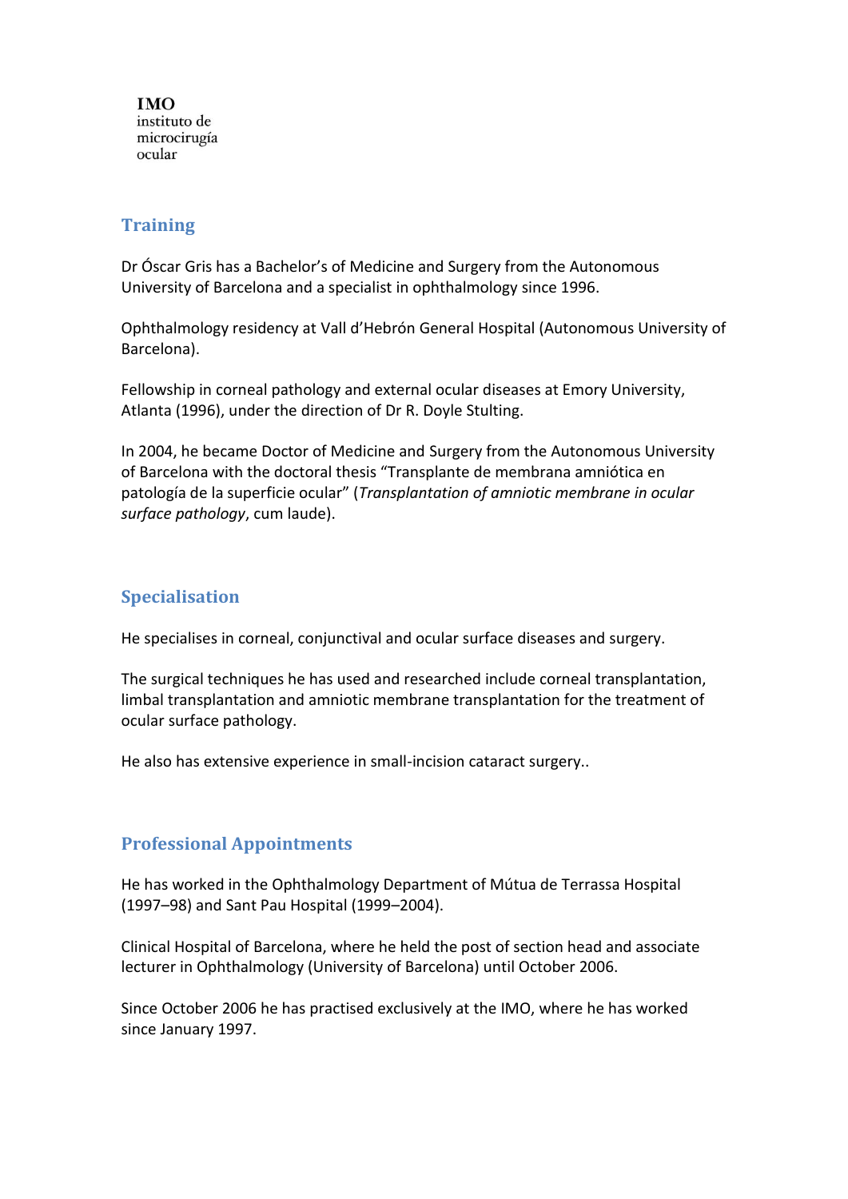**IMO**
instituto de
microcirugía
ocular

## Training

Dr Óscar Gris has a Bachelor's of Medicine and Surgery from the Autonomous University of Barcelona and a specialist in ophthalmology since 1996.

Ophthalmology residency at Vall d'Hebrón General Hospital (Autonomous University of Barcelona).

Fellowship in corneal pathology and external ocular diseases at Emory University, Atlanta (1996), under the direction of Dr R. Doyle Stulting.

In 2004, he became Doctor of Medicine and Surgery from the Autonomous University of Barcelona with the doctoral thesis "Transplante de membrana amniótica en patología de la superficie ocular" (*Transplantation of amniotic membrane in ocular surface pathology*, cum laude).

## Specialisation

He specialises in corneal, conjunctival and ocular surface diseases and surgery.

The surgical techniques he has used and researched include corneal transplantation, limbal transplantation and amniotic membrane transplantation for the treatment of ocular surface pathology.

He also has extensive experience in small-incision cataract surgery..

## Professional Appointments

He has worked in the Ophthalmology Department of Mútua de Terrassa Hospital (1997–98) and Sant Pau Hospital (1999–2004).

Clinical Hospital of Barcelona, where he held the post of section head and associate lecturer in Ophthalmology (University of Barcelona) until October 2006.

Since October 2006 he has practised exclusively at the IMO, where he has worked since January 1997.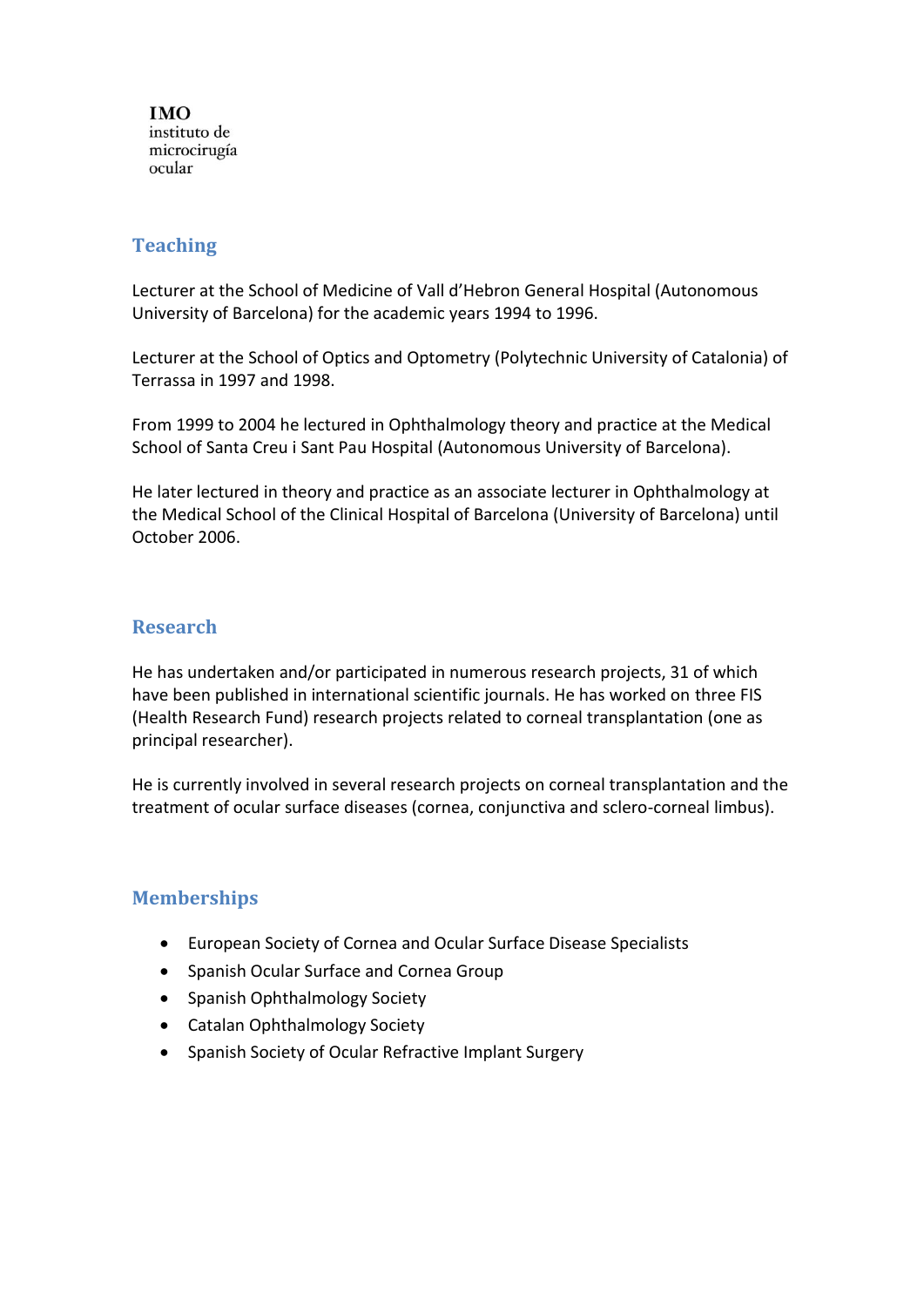## Teaching

Lecturer at the School of Medicine of Vall d'Hebron General Hospital (Autonomous University of Barcelona) for the academic years 1994 to 1996.

Lecturer at the School of Optics and Optometry (Polytechnic University of Catalonia) of Terrassa in 1997 and 1998.

From 1999 to 2004 he lectured in Ophthalmology theory and practice at the Medical School of Santa Creu i Sant Pau Hospital (Autonomous University of Barcelona).

He later lectured in theory and practice as an associate lecturer in Ophthalmology at the Medical School of the Clinical Hospital of Barcelona (University of Barcelona) until October 2006.

## Research

He has undertaken and/or participated in numerous research projects, 31 of which have been published in international scientific journals. He has worked on three FIS (Health Research Fund) research projects related to corneal transplantation (one as principal researcher).

He is currently involved in several research projects on corneal transplantation and the treatment of ocular surface diseases (cornea, conjunctiva and sclero-corneal limbus).

## Memberships

- European Society of Cornea and Ocular Surface Disease Specialists
- Spanish Ocular Surface and Cornea Group
- Spanish Ophthalmology Society
- Catalan Ophthalmology Society
- Spanish Society of Ocular Refractive Implant Surgery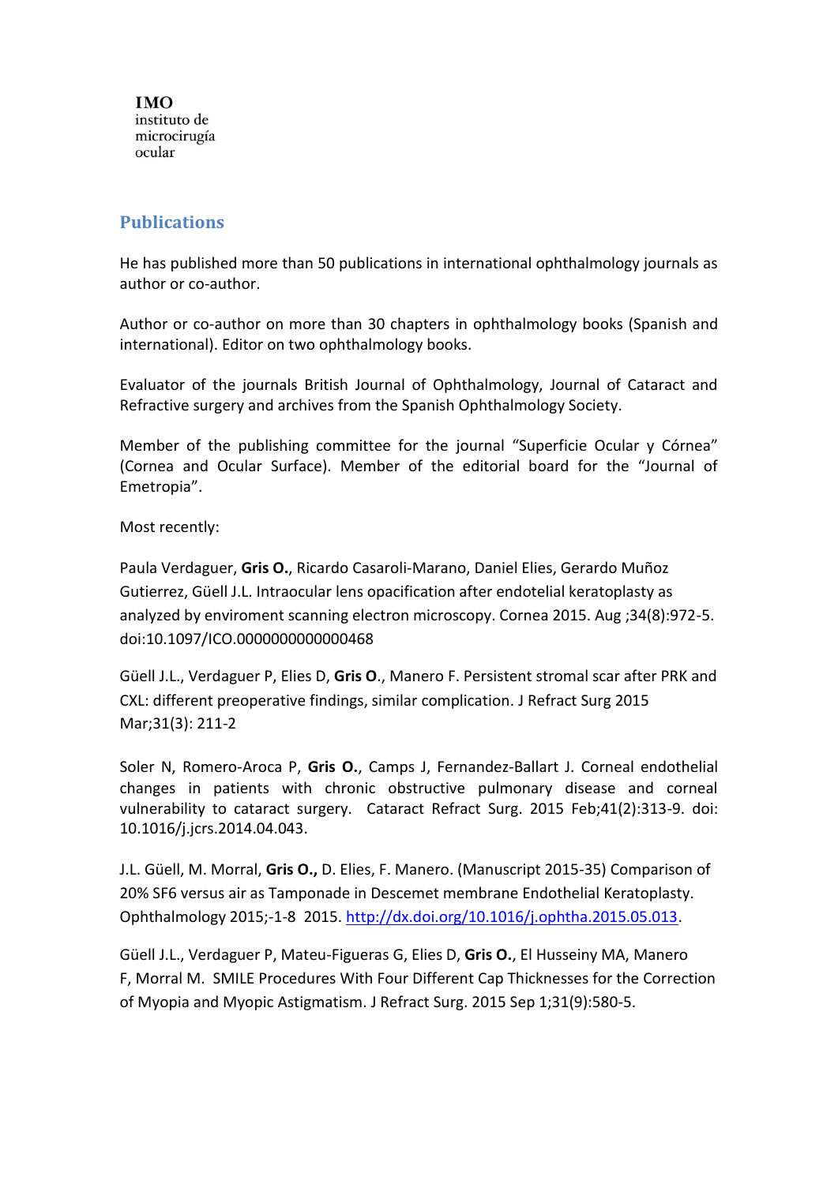**IMO**
instituto de
microcirugía
ocular

## Publications

He has published more than 50 publications in international ophthalmology journals as author or co-author.

Author or co-author on more than 30 chapters in ophthalmology books (Spanish and international). Editor on two ophthalmology books.

Evaluator of the journals British Journal of Ophthalmology, Journal of Cataract and Refractive surgery and archives from the Spanish Ophthalmology Society.

Member of the publishing committee for the journal "Superficie Ocular y Córnea" (Cornea and Ocular Surface). Member of the editorial board for the "Journal of Emetropia".

Most recently:

Paula Verdaguer, **Gris O.**, Ricardo Casaroli-Marano, Daniel Elies, Gerardo Muñoz Gutierrez, Güell J.L. Intraocular lens opacification after endotelial keratoplasty as analyzed by enviroment scanning electron microscopy. Cornea 2015. Aug ;34(8):972-5. doi:10.1097/ICO.0000000000000468

Güell J.L., Verdaguer P, Elies D, **Gris O**., Manero F. Persistent stromal scar after PRK and CXL: different preoperative findings, similar complication. J Refract Surg 2015 Mar;31(3): 211-2

Soler N, Romero-Aroca P, **Gris O.**, Camps J, Fernandez-Ballart J. Corneal endothelial changes in patients with chronic obstructive pulmonary disease and corneal vulnerability to cataract surgery. Cataract Refract Surg. 2015 Feb;41(2):313-9. doi: 10.1016/j.jcrs.2014.04.043.

J.L. Güell, M. Morral, **Gris O.,** D. Elies, F. Manero. (Manuscript 2015-35) Comparison of 20% SF6 versus air as Tamponade in Descemet membrane Endothelial Keratoplasty. Ophthalmology 2015;-1-8 2015. http://dx.doi.org/10.1016/j.ophtha.2015.05.013.

Güell J.L., Verdaguer P, Mateu-Figueras G, Elies D, **Gris O.**, El Husseiny MA, Manero F, Morral M. SMILE Procedures With Four Different Cap Thicknesses for the Correction of Myopia and Myopic Astigmatism. J Refract Surg. 2015 Sep 1;31(9):580-5.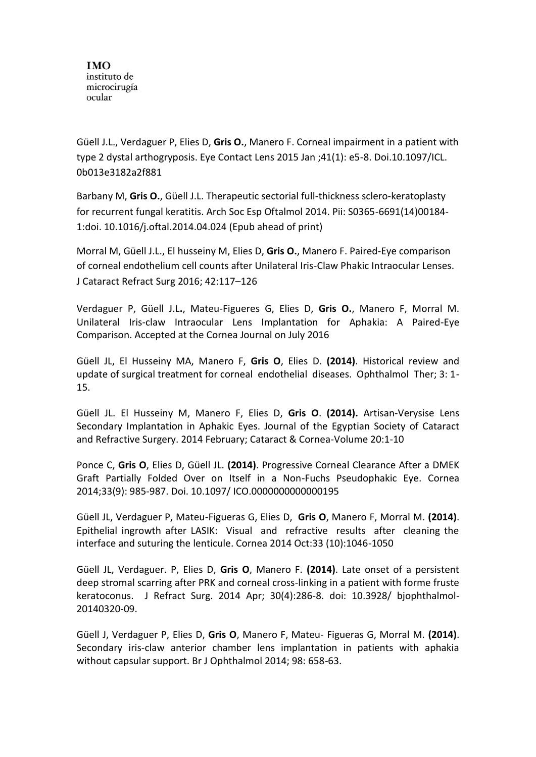**IMO**
instituto de
microcirugía
ocular

Güell J.L., Verdaguer P, Elies D, **Gris O.**, Manero F. Corneal impairment in a patient with type 2 dystal arthogryposis. Eye Contact Lens 2015 Jan ;41(1): e5-8. Doi.10.1097/ICL. 0b013e3182a2f881

Barbany M, **Gris O.**, Güell J.L. Therapeutic sectorial full-thickness sclero-keratoplasty for recurrent fungal keratitis. Arch Soc Esp Oftalmol 2014. Pii: S0365-6691(14)00184-1:doi. 10.1016/j.oftal.2014.04.024 (Epub ahead of print)

Morral M, Güell J.L., El husseiny M, Elies D, **Gris O.**, Manero F. Paired-Eye comparison of corneal endothelium cell counts after Unilateral Iris-Claw Phakic Intraocular Lenses. J Cataract Refract Surg 2016; 42:117–126

Verdaguer P, Güell J.L**.**, Mateu-Figueres G, Elies D, **Gris O.**, Manero F, Morral M. Unilateral Iris-claw Intraocular Lens Implantation for Aphakia: A Paired-Eye Comparison. Accepted at the Cornea Journal on July 2016

Güell JL, El Husseiny MA, Manero F, **Gris O**, Elies D. **(2014)**. Historical review and update of surgical treatment for corneal endothelial diseases. Ophthalmol Ther; 3: 1-15.

Güell JL. El Husseiny M, Manero F, Elies D, **Gris O**. **(2014).** Artisan-Verysise Lens Secondary Implantation in Aphakic Eyes. Journal of the Egyptian Society of Cataract and Refractive Surgery. 2014 February; Cataract & Cornea-Volume 20:1-10

Ponce C, **Gris O**, Elies D, Güell JL. **(2014)**. Progressive Corneal Clearance After a DMEK Graft Partially Folded Over on Itself in a Non-Fuchs Pseudophakic Eye. Cornea 2014;33(9): 985-987. Doi. 10.1097/ ICO.0000000000000195

Güell JL, Verdaguer P, Mateu-Figueras G, Elies D, **Gris O**, Manero F, Morral M. **(2014)**. Epithelial ingrowth after LASIK: Visual and refractive results after cleaning the interface and suturing the lenticule. Cornea 2014 Oct:33 (10):1046-1050

Güell JL, Verdaguer. P, Elies D, **Gris O**, Manero F. **(2014)**. Late onset of a persistent deep stromal scarring after PRK and corneal cross-linking in a patient with forme fruste keratoconus. J Refract Surg. 2014 Apr; 30(4):286-8. doi: 10.3928/ bjophthalmol-20140320-09.

Güell J, Verdaguer P, Elies D, **Gris O**, Manero F, Mateu- Figueras G, Morral M. **(2014)**. Secondary iris-claw anterior chamber lens implantation in patients with aphakia without capsular support. Br J Ophthalmol 2014; 98: 658-63.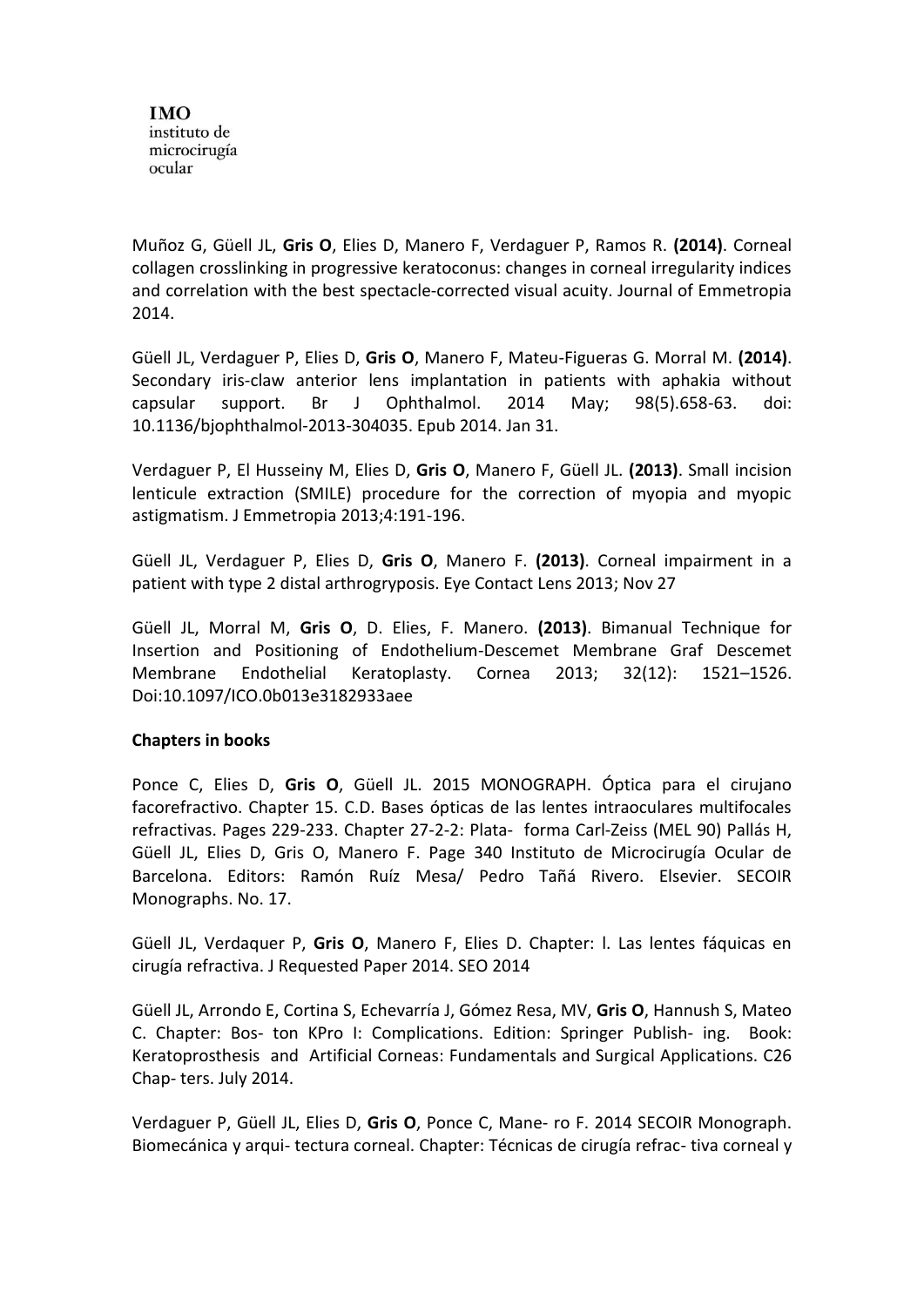Muñoz G, Güell JL, **Gris O**, Elies D, Manero F, Verdaguer P, Ramos R. **(2014)**. Corneal collagen crosslinking in progressive keratoconus: changes in corneal irregularity indices and correlation with the best spectacle-corrected visual acuity. Journal of Emmetropia 2014.

Güell JL, Verdaguer P, Elies D, **Gris O**, Manero F, Mateu-Figueras G. Morral M. **(2014)**. Secondary iris-claw anterior lens implantation in patients with aphakia without capsular support. Br J Ophthalmol. 2014 May; 98(5).658-63. doi: 10.1136/bjophthalmol-2013-304035. Epub 2014. Jan 31.

Verdaguer P, El Husseiny M, Elies D, **Gris O**, Manero F, Güell JL. **(2013)**. Small incision lenticule extraction (SMILE) procedure for the correction of myopia and myopic astigmatism. J Emmetropia 2013;4:191-196.

Güell JL, Verdaguer P, Elies D, **Gris O**, Manero F. **(2013)**. Corneal impairment in a patient with type 2 distal arthrogryposis. Eye Contact Lens 2013; Nov 27

Güell JL, Morral M, **Gris O**, D. Elies, F. Manero. **(2013)**. Bimanual Technique for Insertion and Positioning of Endothelium-Descemet Membrane Graf Descemet Membrane Endothelial Keratoplasty. Cornea 2013; 32(12): 1521–1526. Doi:10.1097/ICO.0b013e3182933aee

**Chapters in books**

Ponce C, Elies D, **Gris O**, Güell JL. 2015 MONOGRAPH. Óptica para el cirujano facorefractivo. Chapter 15. C.D. Bases ópticas de las lentes intraoculares multifocales refractivas. Pages 229-233. Chapter 27-2-2: Plata- forma Carl-Zeiss (MEL 90) Pallás H, Güell JL, Elies D, Gris O, Manero F. Page 340 Instituto de Microcirugía Ocular de Barcelona. Editors: Ramón Ruíz Mesa/ Pedro Tañá Rivero. Elsevier. SECOIR Monographs. No. 17.

Güell JL, Verdaquer P, **Gris O**, Manero F, Elies D. Chapter: l. Las lentes fáquicas en cirugía refractiva. J Requested Paper 2014. SEO 2014

Güell JL, Arrondo E, Cortina S, Echevarría J, Gómez Resa, MV, **Gris O**, Hannush S, Mateo C. Chapter: Bos- ton KPro I: Complications. Edition: Springer Publish- ing. Book: Keratoprosthesis and Artificial Corneas: Fundamentals and Surgical Applications. C26 Chap- ters. July 2014.

Verdaguer P, Güell JL, Elies D, **Gris O**, Ponce C, Mane- ro F. 2014 SECOIR Monograph. Biomecánica y arqui- tectura corneal. Chapter: Técnicas de cirugía refrac- tiva corneal y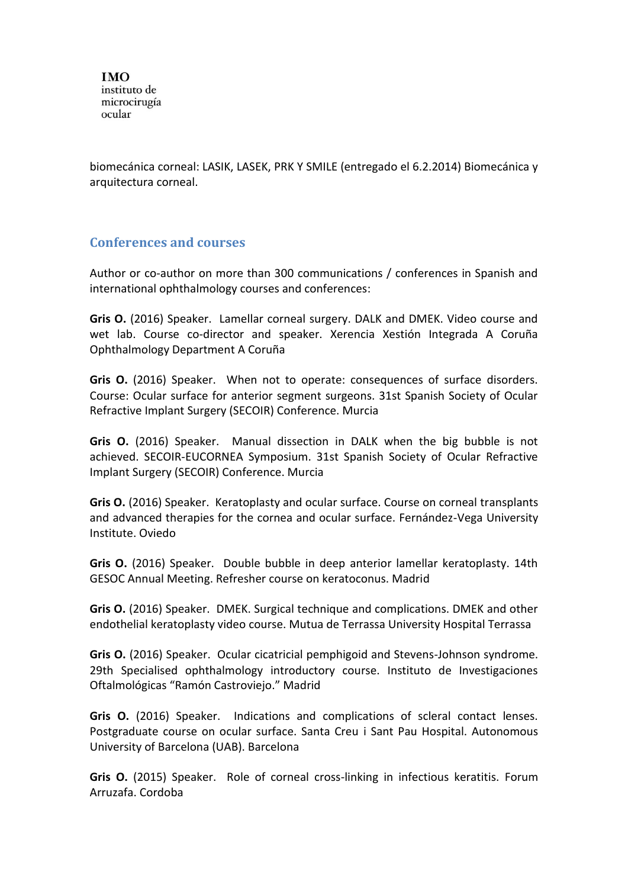biomecánica corneal: LASIK, LASEK, PRK Y SMILE (entregado el 6.2.2014) Biomecánica y arquitectura corneal.

## Conferences and courses

Author or co-author on more than 300 communications / conferences in Spanish and international ophthalmology courses and conferences:

**Gris O.** (2016) Speaker. Lamellar corneal surgery. DALK and DMEK. Video course and wet lab. Course co-director and speaker. Xerencia Xestión Integrada A Coruña Ophthalmology Department A Coruña

**Gris O.** (2016) Speaker. When not to operate: consequences of surface disorders. Course: Ocular surface for anterior segment surgeons. 31st Spanish Society of Ocular Refractive Implant Surgery (SECOIR) Conference. Murcia

**Gris O.** (2016) Speaker. Manual dissection in DALK when the big bubble is not achieved. SECOIR-EUCORNEA Symposium. 31st Spanish Society of Ocular Refractive Implant Surgery (SECOIR) Conference. Murcia

**Gris O.** (2016) Speaker. Keratoplasty and ocular surface. Course on corneal transplants and advanced therapies for the cornea and ocular surface. Fernández-Vega University Institute. Oviedo

**Gris O.** (2016) Speaker. Double bubble in deep anterior lamellar keratoplasty. 14th GESOC Annual Meeting. Refresher course on keratoconus. Madrid

**Gris O.** (2016) Speaker. DMEK. Surgical technique and complications. DMEK and other endothelial keratoplasty video course. Mutua de Terrassa University Hospital Terrassa

**Gris O.** (2016) Speaker. Ocular cicatricial pemphigoid and Stevens-Johnson syndrome. 29th Specialised ophthalmology introductory course. Instituto de Investigaciones Oftalmológicas "Ramón Castroviejo." Madrid

**Gris O.** (2016) Speaker. Indications and complications of scleral contact lenses. Postgraduate course on ocular surface. Santa Creu i Sant Pau Hospital. Autonomous University of Barcelona (UAB). Barcelona

**Gris O.** (2015) Speaker. Role of corneal cross-linking in infectious keratitis. Forum Arruzafa. Cordoba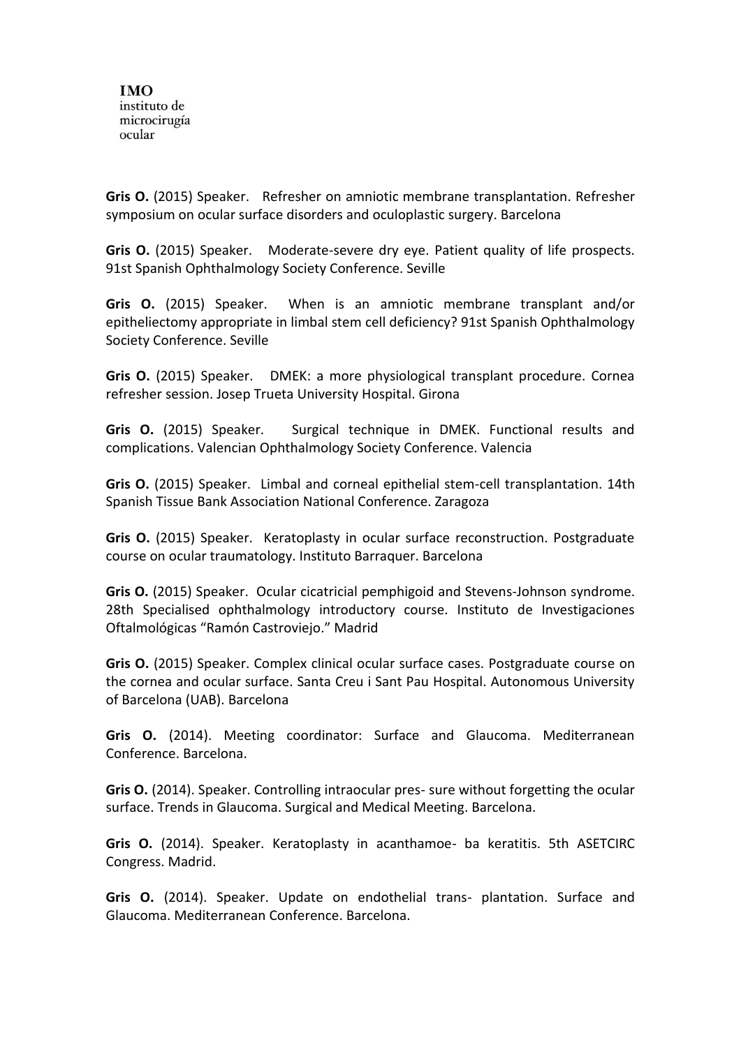**Gris O.** (2015) Speaker. Refresher on amniotic membrane transplantation. Refresher symposium on ocular surface disorders and oculoplastic surgery. Barcelona

**Gris O.** (2015) Speaker. Moderate-severe dry eye. Patient quality of life prospects. 91st Spanish Ophthalmology Society Conference. Seville

**Gris O.** (2015) Speaker. When is an amniotic membrane transplant and/or epitheliectomy appropriate in limbal stem cell deficiency? 91st Spanish Ophthalmology Society Conference. Seville

**Gris O.** (2015) Speaker. DMEK: a more physiological transplant procedure. Cornea refresher session. Josep Trueta University Hospital. Girona

**Gris O.** (2015) Speaker. Surgical technique in DMEK. Functional results and complications. Valencian Ophthalmology Society Conference. Valencia

**Gris O.** (2015) Speaker. Limbal and corneal epithelial stem-cell transplantation. 14th Spanish Tissue Bank Association National Conference. Zaragoza

**Gris O.** (2015) Speaker. Keratoplasty in ocular surface reconstruction. Postgraduate course on ocular traumatology. Instituto Barraquer. Barcelona

**Gris O.** (2015) Speaker. Ocular cicatricial pemphigoid and Stevens-Johnson syndrome. 28th Specialised ophthalmology introductory course. Instituto de Investigaciones Oftalmológicas "Ramón Castroviejo." Madrid

**Gris O.** (2015) Speaker. Complex clinical ocular surface cases. Postgraduate course on the cornea and ocular surface. Santa Creu i Sant Pau Hospital. Autonomous University of Barcelona (UAB). Barcelona

**Gris O.** (2014). Meeting coordinator: Surface and Glaucoma. Mediterranean Conference. Barcelona.

**Gris O.** (2014). Speaker. Controlling intraocular pres- sure without forgetting the ocular surface. Trends in Glaucoma. Surgical and Medical Meeting. Barcelona.

**Gris O.** (2014). Speaker. Keratoplasty in acanthamoe- ba keratitis. 5th ASETCIRC Congress. Madrid.

**Gris O.** (2014). Speaker. Update on endothelial trans- plantation. Surface and Glaucoma. Mediterranean Conference. Barcelona.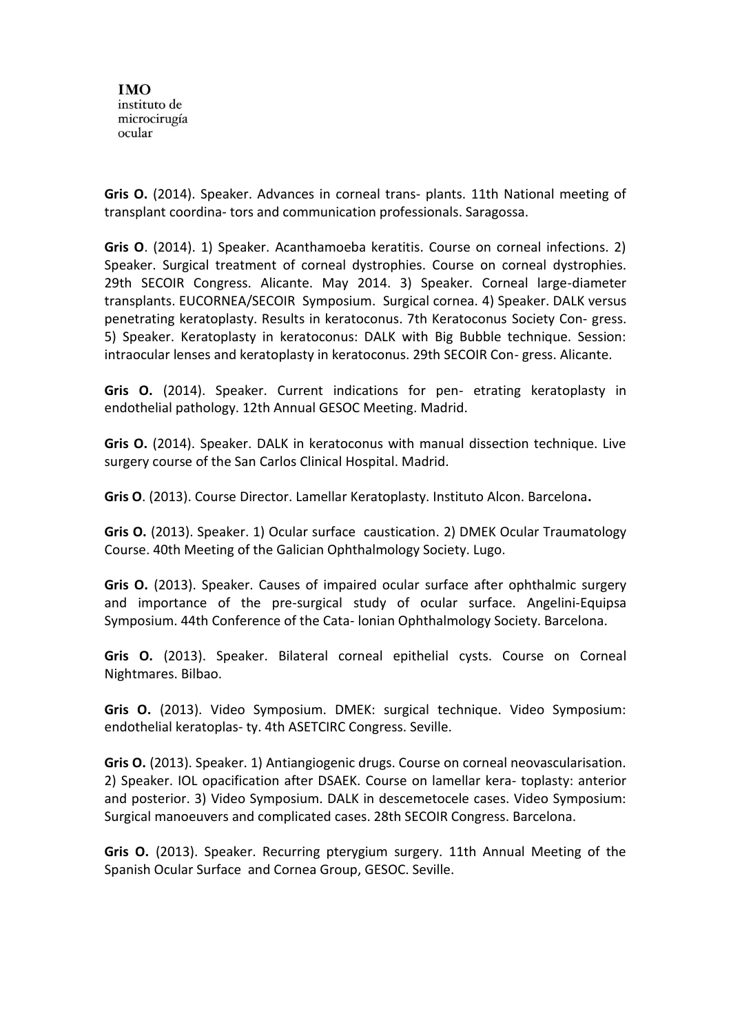**Gris O.** (2014). Speaker. Advances in corneal trans- plants. 11th National meeting of transplant coordina- tors and communication professionals. Saragossa.

**Gris O**. (2014). 1) Speaker. Acanthamoeba keratitis. Course on corneal infections. 2) Speaker. Surgical treatment of corneal dystrophies. Course on corneal dystrophies. 29th SECOIR Congress. Alicante. May 2014. 3) Speaker. Corneal large-diameter transplants. EUCORNEA/SECOIR Symposium. Surgical cornea. 4) Speaker. DALK versus penetrating keratoplasty. Results in keratoconus. 7th Keratoconus Society Con- gress. 5) Speaker. Keratoplasty in keratoconus: DALK with Big Bubble technique. Session: intraocular lenses and keratoplasty in keratoconus. 29th SECOIR Con- gress. Alicante.

**Gris O.** (2014). Speaker. Current indications for pen- etrating keratoplasty in endothelial pathology. 12th Annual GESOC Meeting. Madrid.

**Gris O.** (2014). Speaker. DALK in keratoconus with manual dissection technique. Live surgery course of the San Carlos Clinical Hospital. Madrid.

**Gris O**. (2013). Course Director. Lamellar Keratoplasty. Instituto Alcon. Barcelona**.**

**Gris O.** (2013). Speaker. 1) Ocular surface caustication. 2) DMEK Ocular Traumatology Course. 40th Meeting of the Galician Ophthalmology Society. Lugo.

**Gris O.** (2013). Speaker. Causes of impaired ocular surface after ophthalmic surgery and importance of the pre-surgical study of ocular surface. Angelini-Equipsa Symposium. 44th Conference of the Cata- lonian Ophthalmology Society. Barcelona.

**Gris O.** (2013). Speaker. Bilateral corneal epithelial cysts. Course on Corneal Nightmares. Bilbao.

**Gris O.** (2013). Video Symposium. DMEK: surgical technique. Video Symposium: endothelial keratoplas- ty. 4th ASETCIRC Congress. Seville.

**Gris O.** (2013). Speaker. 1) Antiangiogenic drugs. Course on corneal neovascularisation. 2) Speaker. IOL opacification after DSAEK. Course on lamellar kera- toplasty: anterior and posterior. 3) Video Symposium. DALK in descemetocele cases. Video Symposium: Surgical manoeuvers and complicated cases. 28th SECOIR Congress. Barcelona.

**Gris O.** (2013). Speaker. Recurring pterygium surgery. 11th Annual Meeting of the Spanish Ocular Surface and Cornea Group, GESOC. Seville.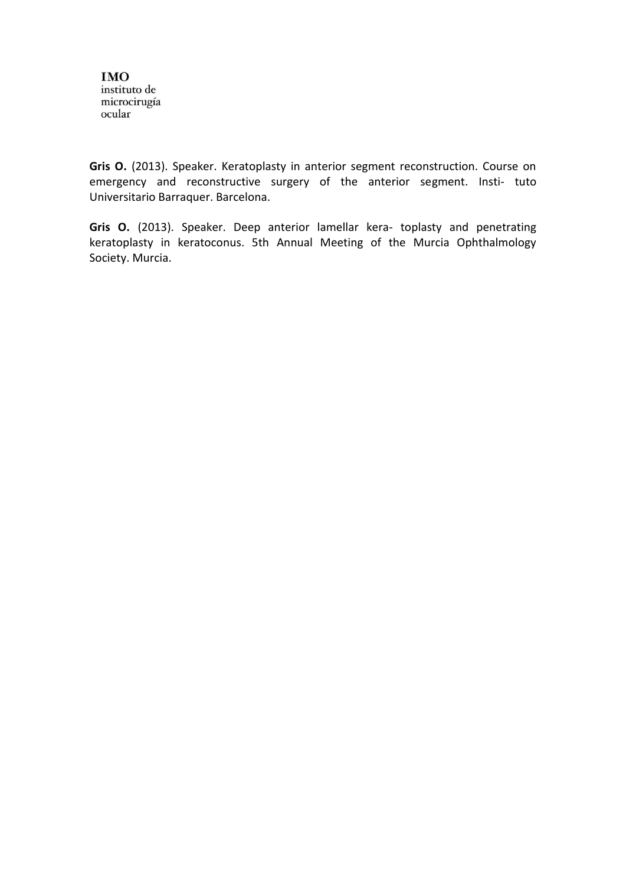**Gris O.** (2013). Speaker. Keratoplasty in anterior segment reconstruction. Course on emergency and reconstructive surgery of the anterior segment. Insti- tuto Universitario Barraquer. Barcelona.

**Gris O.** (2013). Speaker. Deep anterior lamellar kera- toplasty and penetrating keratoplasty in keratoconus. 5th Annual Meeting of the Murcia Ophthalmology Society. Murcia.